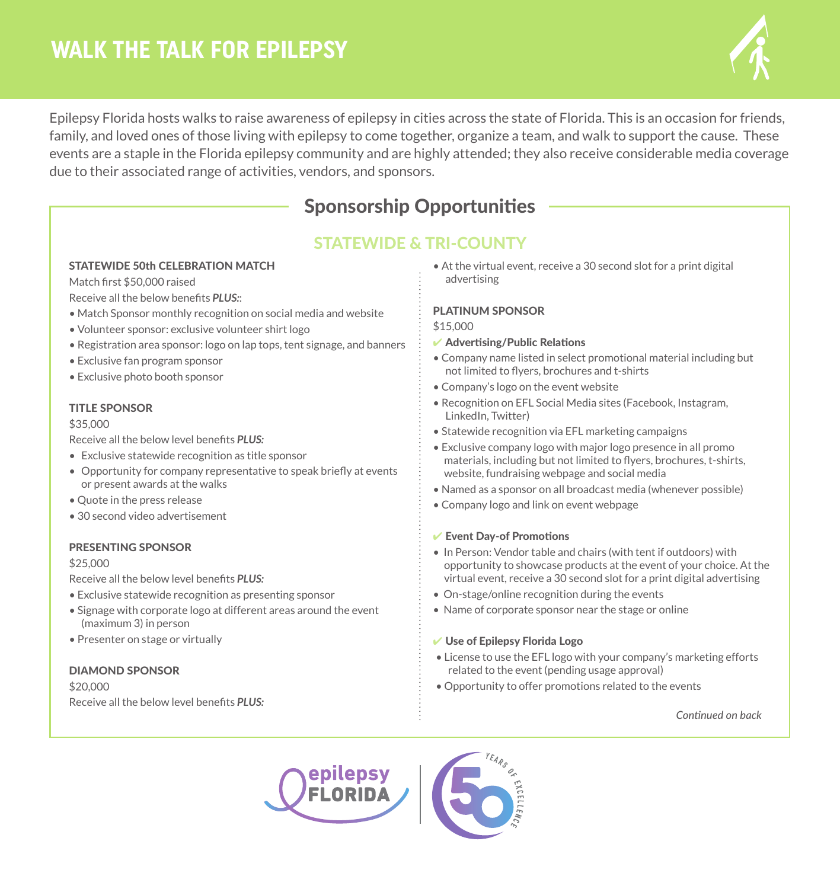# WALK THE TALK FOR EPILEPSY

Epilepsy Florida hosts walks to raise awareness of epilepsy in cities across the state of Florida. This is an occasion for friends, family, and loved ones of those living with epilepsy to come together, organize a team, and walk to support the cause. These events are a staple in the Florida epilepsy community and are highly attended; they also receive considerable media coverage due to their associated range of activities, vendors, and sponsors.

## Sponsorship Opportunities

### STATEWIDE & TRI-COUNTY

**STATEWIDE 50th CELEBRATION MATCH**

Match first $50,000 raised

Receive all the below benefits ***PLUS:***:

- Match Sponsor monthly recognition on social media and website
- Volunteer sponsor: exclusive volunteer shirt logo
- Registration area sponsor: logo on lap tops, tent signage, and banners
- Exclusive fan program sponsor
- Exclusive photo booth sponsor

**TITLE SPONSOR**

$35,000

Receive all the below level benefits ***PLUS:***

- Exclusive statewide recognition as title sponsor
- Opportunity for company representative to speak briefly at events or present awards at the walks
- Quote in the press release
- 30 second video advertisement

**PRESENTING SPONSOR**

$25,000

Receive all the below level benefits ***PLUS:***

- Exclusive statewide recognition as presenting sponsor
- Signage with corporate logo at different areas around the event (maximum 3) in person
- Presenter on stage or virtually

**DIAMOND SPONSOR**

$20,000

Receive all the below level benefits ***PLUS:***

- At the virtual event, receive a 30 second slot for a print digital advertising

**PLATINUM SPONSOR**

$15,000

✔ **Advertising/Public Relations**

- Company name listed in select promotional material including but not limited to flyers, brochures and t-shirts
- Company's logo on the event website
- Recognition on EFL Social Media sites (Facebook, Instagram, LinkedIn, Twitter)
- Statewide recognition via EFL marketing campaigns
- Exclusive company logo with major logo presence in all promo materials, including but not limited to flyers, brochures, t-shirts, website, fundraising webpage and social media
- Named as a sponsor on all broadcast media (whenever possible)
- Company logo and link on event webpage

✔ **Event Day-of Promotions**

- In Person: Vendor table and chairs (with tent if outdoors) with opportunity to showcase products at the event of your choice. At the virtual event, receive a 30 second slot for a print digital advertising
- On-stage/online recognition during the events
- Name of corporate sponsor near the stage or online

✔ **Use of Epilepsy Florida Logo**

- License to use the EFL logo with your company's marketing efforts related to the event (pending usage approval)
- Opportunity to offer promotions related to the events

*Continued on back*

epilepsy FLORIDA | 50 YEARS OF EXCELLENCE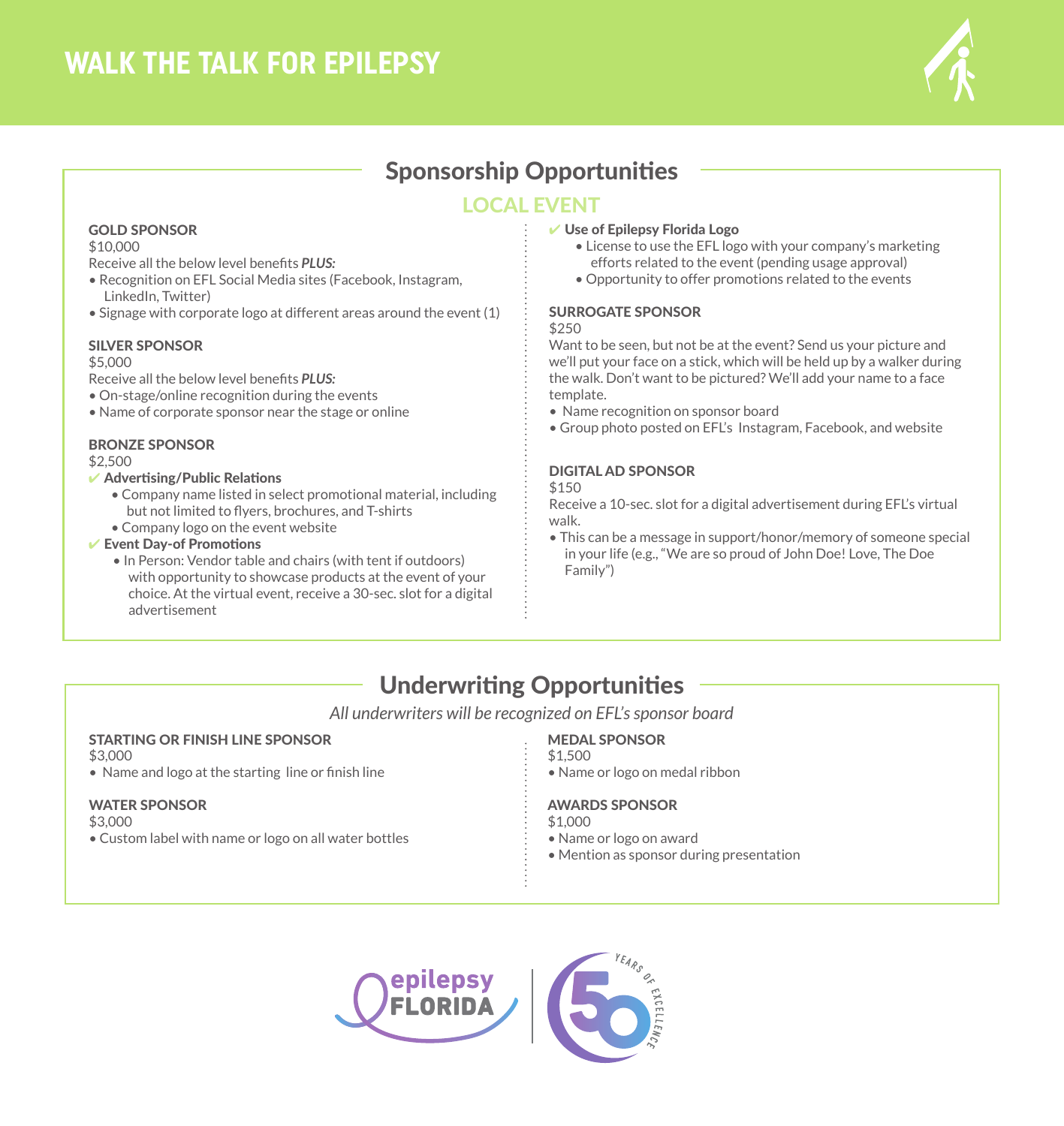# WALK THE TALK FOR EPILEPSY

## Sponsorship Opportunities

### LOCAL EVENT

**GOLD SPONSOR**
$10,000
Receive all the below level benefits ***PLUS:***
- Recognition on EFL Social Media sites (Facebook, Instagram, LinkedIn, Twitter)
- Signage with corporate logo at different areas around the event (1)

**SILVER SPONSOR**
$5,000
Receive all the below level benefits ***PLUS:***
- On-stage/online recognition during the events
- Name of corporate sponsor near the stage or online

**BRONZE SPONSOR**
$2,500

✔ **Advertising/Public Relations**
- Company name listed in select promotional material, including but not limited to flyers, brochures, and T-shirts
- Company logo on the event website

✔ **Event Day-of Promotions**
- In Person: Vendor table and chairs (with tent if outdoors) with opportunity to showcase products at the event of your choice. At the virtual event, receive a 30-sec. slot for a digital advertisement

✔ **Use of Epilepsy Florida Logo**
- License to use the EFL logo with your company's marketing efforts related to the event (pending usage approval)
- Opportunity to offer promotions related to the events

**SURROGATE SPONSOR**
$250
Want to be seen, but not be at the event? Send us your picture and we'll put your face on a stick, which will be held up by a walker during the walk. Don't want to be pictured? We'll add your name to a face template.
- Name recognition on sponsor board
- Group photo posted on EFL's Instagram, Facebook, and website

**DIGITAL AD SPONSOR**
$150
Receive a 10-sec. slot for a digital advertisement during EFL's virtual walk.
- This can be a message in support/honor/memory of someone special in your life (e.g., "We are so proud of John Doe! Love, The Doe Family")

## Underwriting Opportunities

*All underwriters will be recognized on EFL's sponsor board*

**STARTING OR FINISH LINE SPONSOR**
$3,000
- Name and logo at the starting line or finish line

**WATER SPONSOR**
$3,000
- Custom label with name or logo on all water bottles

**MEDAL SPONSOR**
$1,500
- Name or logo on medal ribbon

**AWARDS SPONSOR**
$1,000
- Name or logo on award
- Mention as sponsor during presentation

epilepsy FLORIDA | 50 YEARS OF EXCELLENCE